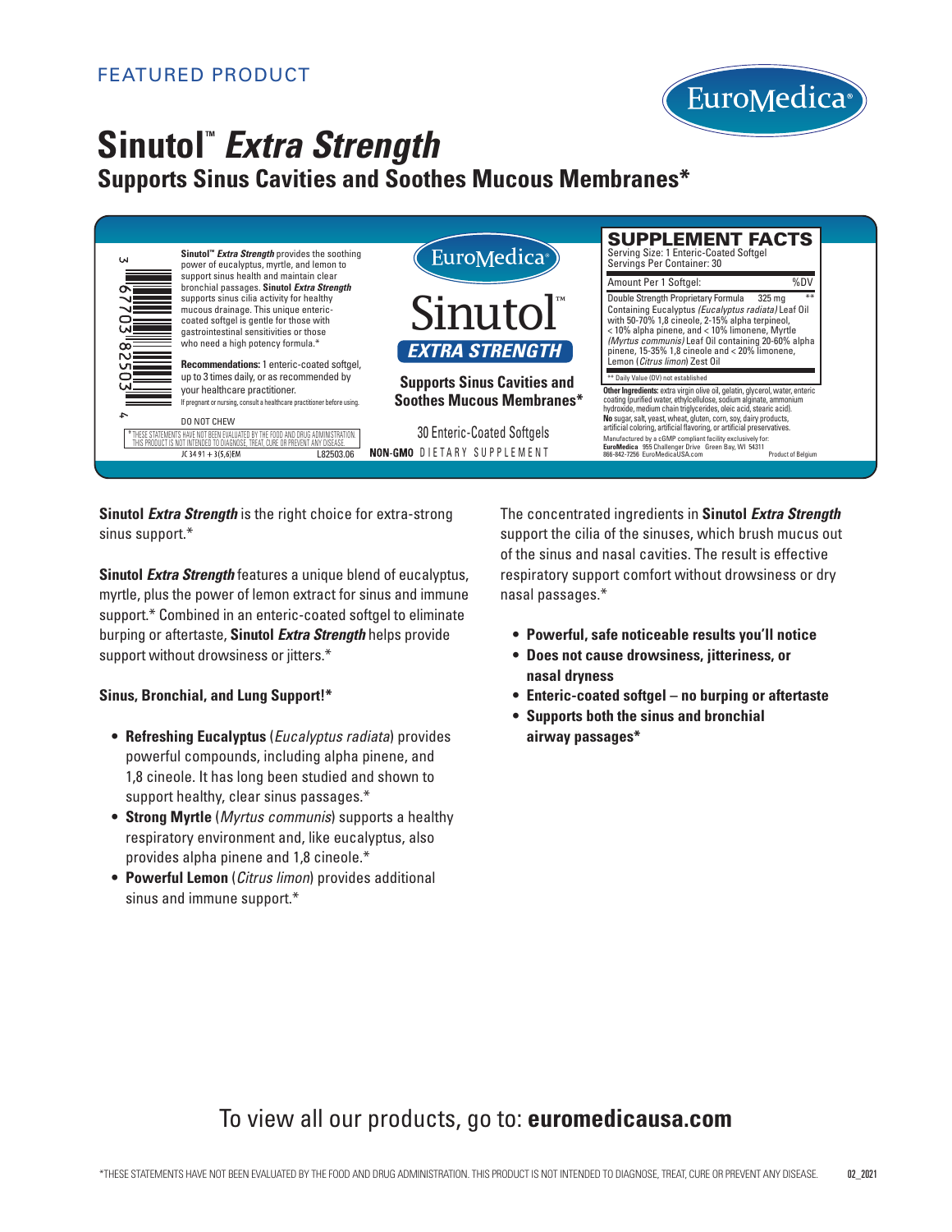FEATURED PRODUCT

EuroMedica®

# Sinutol™ *Extra Strength*

## Supports Sinus Cavities and Soothes Mucous Membranes*

**Sinutol™ *Extra Strength*** provides the soothing power of eucalyptus, myrtle, and lemon to support sinus health and maintain clear bronchial passages. **Sinutol *Extra Strength*** supports sinus cilia activity for healthy mucous drainage. This unique enteric-coated softgel is gentle for those with gastrointestinal sensitivities or those who need a high potency formula.*

**Recommendations:** 1 enteric-coated softgel, up to 3 times daily, or as recommended by your healthcare practitioner.

If pregnant or nursing, consult a healthcare practitioner before using.

DO NOT CHEW

*THESE STATEMENTS HAVE NOT BEEN EVALUATED BY THE FOOD AND DRUG ADMINISTRATION. THIS PRODUCT IS NOT INTENDED TO DIAGNOSE, TREAT, CURE OR PREVENT ANY DISEASE.

JC 34 91 + 3(5,6)EM L82503.06

3 67703 82503 4

EuroMedica®

Sinutol™

**EXTRA STRENGTH**

**Supports Sinus Cavities and Soothes Mucous Membranes***

30 Enteric-Coated Softgels

**NON-GMO** DIETARY SUPPLEMENT

### SUPPLEMENT FACTS

Serving Size: 1 Enteric-Coated Softgel
Servings Per Container: 30

| Amount Per 1 Softgel: | | %DV |
|---|---|---|
| Double Strength Proprietary Formula | 325 mg | ** |
| Containing Eucalyptus *(Eucalyptus radiata)* Leaf Oil with 50-70% 1,8 cineole, 2-15% alpha terpineol, < 10% alpha pinene, and < 10% limonene, Myrtle *(Myrtus communis)* Leaf Oil containing 20-60% alpha pinene, 15-35% 1,8 cineole and < 20% limonene, Lemon (*Citrus limon*) Zest Oil | | |

** Daily Value (DV) not established

**Other Ingredients:** extra virgin olive oil, gelatin, glycerol, water, enteric coating (purified water, ethylcellulose, sodium alginate, ammonium hydroxide, medium chain triglycerides, oleic acid, stearic acid).

**No** sugar, salt, yeast, wheat, gluten, corn, soy, dairy products, artificial coloring, artificial flavoring, or artificial preservatives.

Manufactured by a cGMP compliant facility exclusively for:
**EuroMedica** 955 Challenger Drive Green Bay, WI 54311
866-842-7256 EuroMedicaUSA.com

Product of Belgium

**Sinutol *Extra Strength*** is the right choice for extra-strong sinus support.*

**Sinutol *Extra Strength*** features a unique blend of eucalyptus, myrtle, plus the power of lemon extract for sinus and immune support.* Combined in an enteric-coated softgel to eliminate burping or aftertaste, **Sinutol *Extra Strength*** helps provide support without drowsiness or jitters.*

**Sinus, Bronchial, and Lung Support!***

- **Refreshing Eucalyptus** (*Eucalyptus radiata*) provides powerful compounds, including alpha pinene, and 1,8 cineole. It has long been studied and shown to support healthy, clear sinus passages.*
- **Strong Myrtle** (*Myrtus communis*) supports a healthy respiratory environment and, like eucalyptus, also provides alpha pinene and 1,8 cineole.*
- **Powerful Lemon** (*Citrus limon*) provides additional sinus and immune support.*

The concentrated ingredients in **Sinutol *Extra Strength*** support the cilia of the sinuses, which brush mucus out of the sinus and nasal cavities. The result is effective respiratory support comfort without drowsiness or dry nasal passages.*

- **Powerful, safe noticeable results you'll notice**
- **Does not cause drowsiness, jitteriness, or nasal dryness**
- **Enteric-coated softgel – no burping or aftertaste**
- **Supports both the sinus and bronchial airway passages***

To view all our products, go to: **euromedicausa.com**

*THESE STATEMENTS HAVE NOT BEEN EVALUATED BY THE FOOD AND DRUG ADMINISTRATION. THIS PRODUCT IS NOT INTENDED TO DIAGNOSE, TREAT, CURE OR PREVENT ANY DISEASE.

02_2021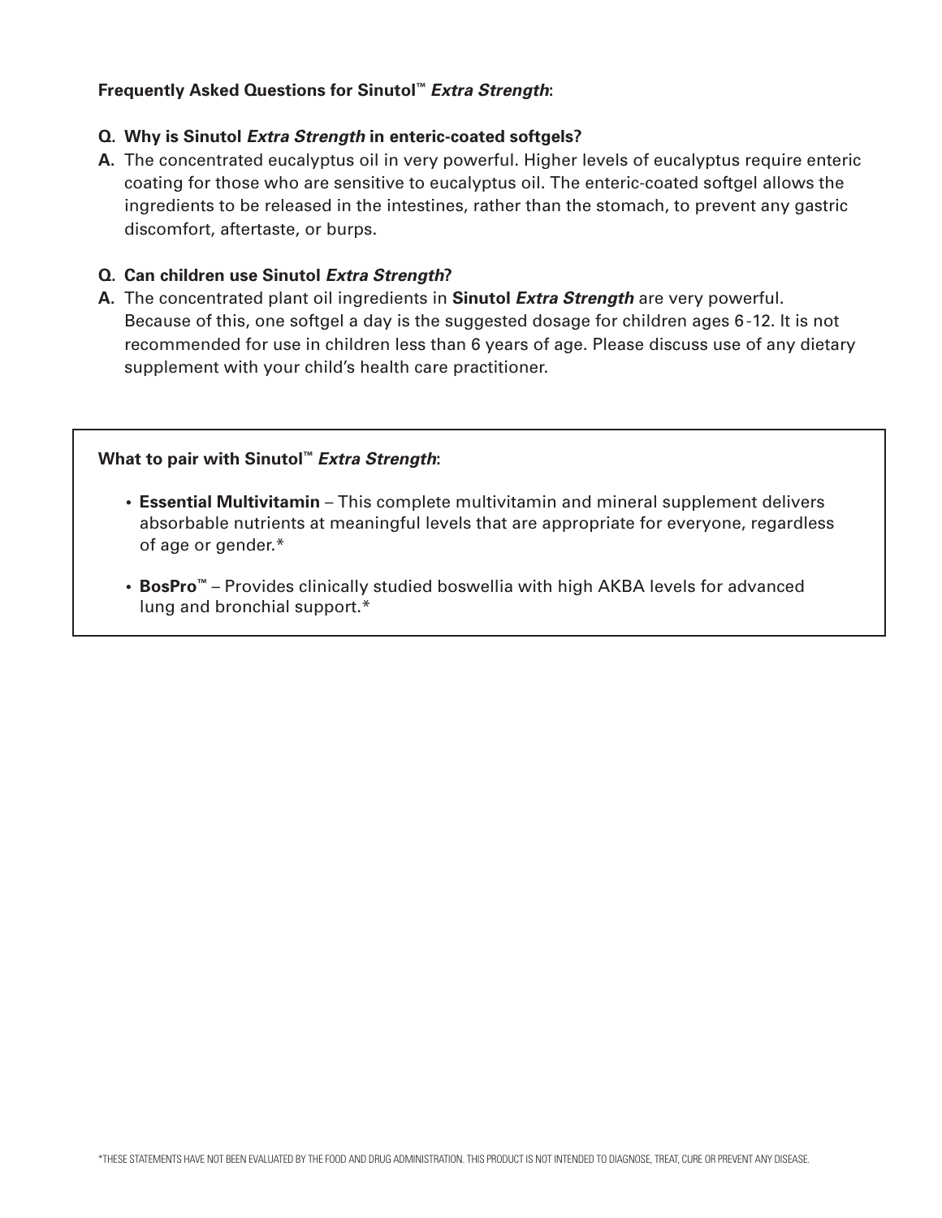**Frequently Asked Questions for Sinutol™ *Extra Strength*:**

**Q. Why is Sinutol *Extra Strength* in enteric-coated softgels?**

**A.** The concentrated eucalyptus oil in very powerful. Higher levels of eucalyptus require enteric coating for those who are sensitive to eucalyptus oil. The enteric-coated softgel allows the ingredients to be released in the intestines, rather than the stomach, to prevent any gastric discomfort, aftertaste, or burps.

**Q. Can children use Sinutol *Extra Strength*?**

**A.** The concentrated plant oil ingredients in **Sinutol *Extra Strength*** are very powerful. Because of this, one softgel a day is the suggested dosage for children ages 6-12. It is not recommended for use in children less than 6 years of age. Please discuss use of any dietary supplement with your child's health care practitioner.

**What to pair with Sinutol™ *Extra Strength*:**

- **Essential Multivitamin** – This complete multivitamin and mineral supplement delivers absorbable nutrients at meaningful levels that are appropriate for everyone, regardless of age or gender.*
- **BosPro™** – Provides clinically studied boswellia with high AKBA levels for advanced lung and bronchial support.*

*THESE STATEMENTS HAVE NOT BEEN EVALUATED BY THE FOOD AND DRUG ADMINISTRATION. THIS PRODUCT IS NOT INTENDED TO DIAGNOSE, TREAT, CURE OR PREVENT ANY DISEASE.